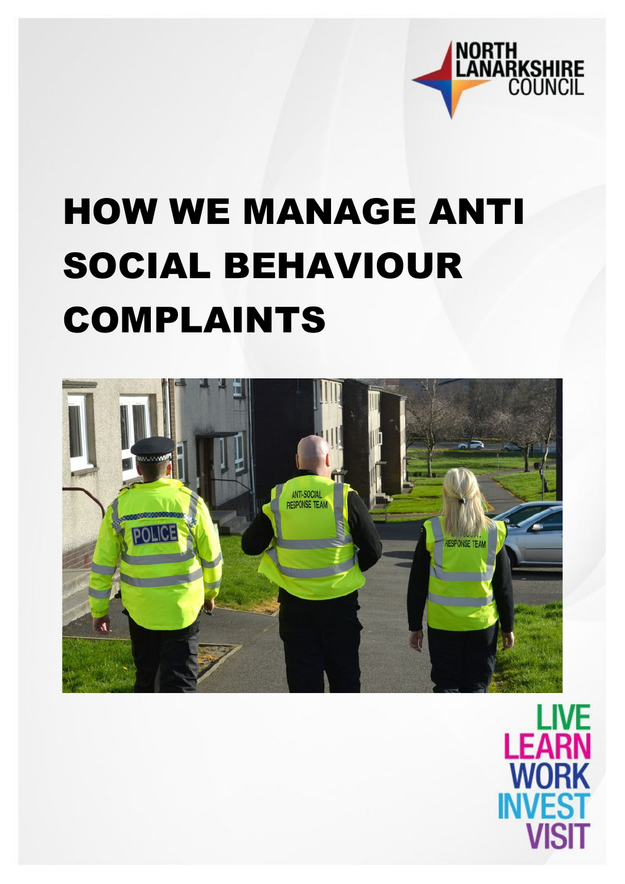NORTH LANARKSHIRE COUNCIL

# HOW WE MANAGE ANTI SOCIAL BEHAVIOUR COMPLAINTS

LIVE
LEARN
WORK
INVEST
VISIT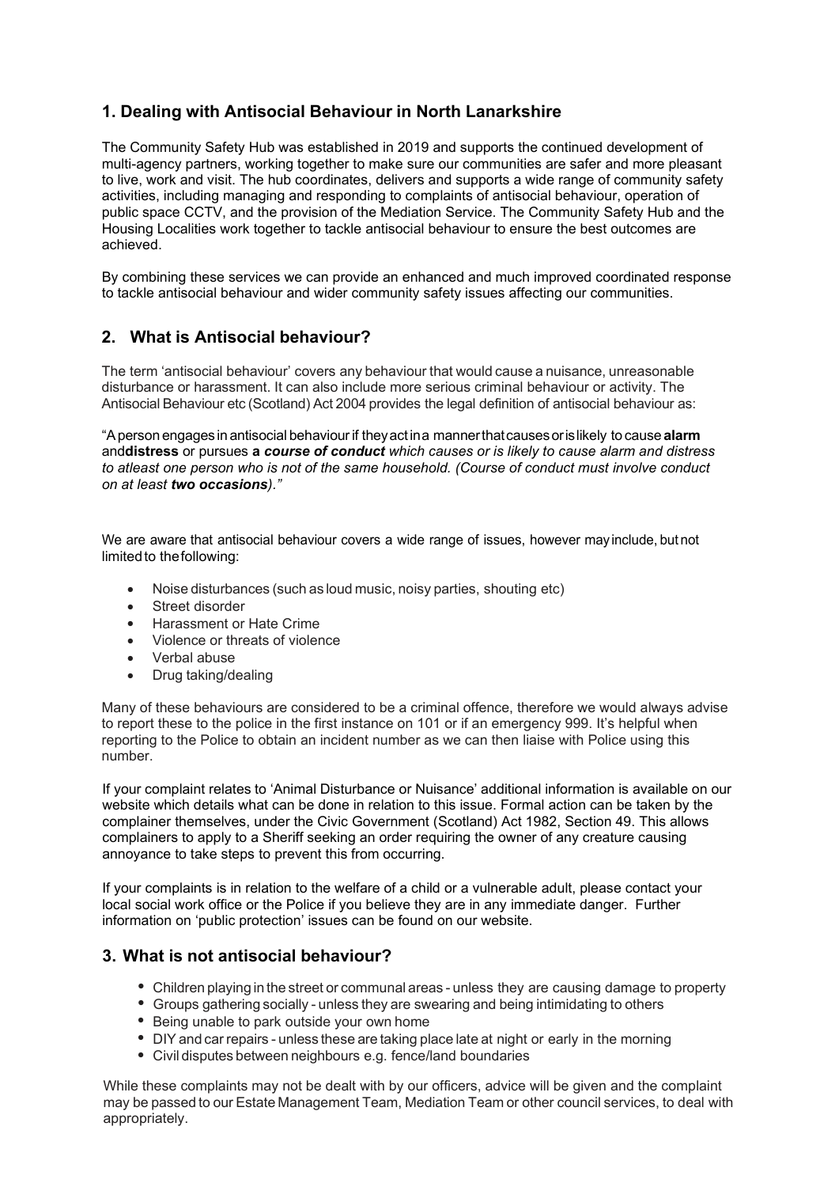## 1. Dealing with Antisocial Behaviour in North Lanarkshire

The Community Safety Hub was established in 2019 and supports the continued development of multi-agency partners, working together to make sure our communities are safer and more pleasant to live, work and visit. The hub coordinates, delivers and supports a wide range of community safety activities, including managing and responding to complaints of antisocial behaviour, operation of public space CCTV, and the provision of the Mediation Service. The Community Safety Hub and the Housing Localities work together to tackle antisocial behaviour to ensure the best outcomes are achieved.

By combining these services we can provide an enhanced and much improved coordinated response to tackle antisocial behaviour and wider community safety issues affecting our communities.

## 2. What is Antisocial behaviour?

The term 'antisocial behaviour' covers any behaviour that would cause a nuisance, unreasonable disturbance or harassment. It can also include more serious criminal behaviour or activity. The Antisocial Behaviour etc (Scotland) Act 2004 provides the legal definition of antisocial behaviour as:

"A person engages in antisocial behaviour if they act in a manner that causes or is likely to cause **alarm** and **distress** or pursues **a** ***course of conduct*** *which causes or is likely to cause alarm and distress to atleast one person who is not of the same household. (Course of conduct must involve conduct on at least* ***two occasions****)."*

We are aware that antisocial behaviour covers a wide range of issues, however may include, but not limited to the following:

- Noise disturbances (such as loud music, noisy parties, shouting etc)
- Street disorder
- Harassment or Hate Crime
- Violence or threats of violence
- Verbal abuse
- Drug taking/dealing

Many of these behaviours are considered to be a criminal offence, therefore we would always advise to report these to the police in the first instance on 101 or if an emergency 999. It's helpful when reporting to the Police to obtain an incident number as we can then liaise with Police using this number.

If your complaint relates to 'Animal Disturbance or Nuisance' additional information is available on our website which details what can be done in relation to this issue. Formal action can be taken by the complainer themselves, under the Civic Government (Scotland) Act 1982, Section 49. This allows complainers to apply to a Sheriff seeking an order requiring the owner of any creature causing annoyance to take steps to prevent this from occurring.

If your complaints is in relation to the welfare of a child or a vulnerable adult, please contact your local social work office or the Police if you believe they are in any immediate danger. Further information on 'public protection' issues can be found on our website.

## 3. What is not antisocial behaviour?

- Children playing in the street or communal areas - unless they are causing damage to property
- Groups gathering socially - unless they are swearing and being intimidating to others
- Being unable to park outside your own home
- DIY and car repairs - unless these are taking place late at night or early in the morning
- Civil disputes between neighbours e.g. fence/land boundaries

While these complaints may not be dealt with by our officers, advice will be given and the complaint may be passed to our Estate Management Team, Mediation Team or other council services, to deal with appropriately.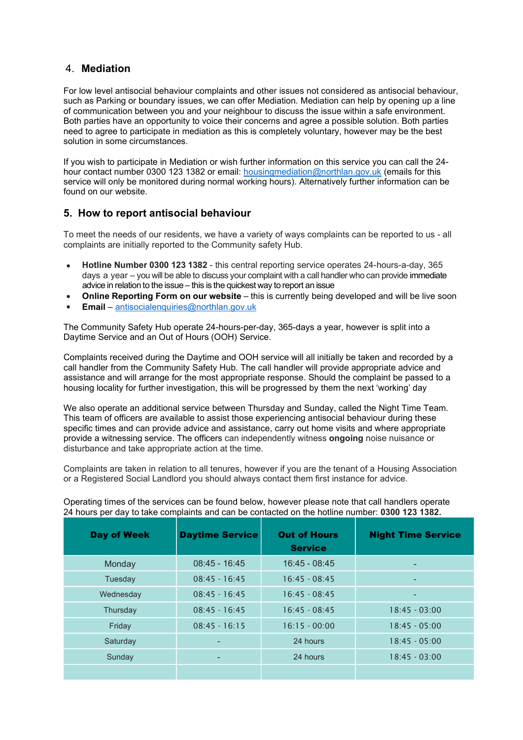## 4. Mediation

For low level antisocial behaviour complaints and other issues not considered as antisocial behaviour, such as Parking or boundary issues, we can offer Mediation. Mediation can help by opening up a line of communication between you and your neighbour to discuss the issue within a safe environment. Both parties have an opportunity to voice their concerns and agree a possible solution. Both parties need to agree to participate in mediation as this is completely voluntary, however may be the best solution in some circumstances.

If you wish to participate in Mediation or wish further information on this service you can call the 24-hour contact number 0300 123 1382 or email: housingmediation@northlan.gov.uk (emails for this service will only be monitored during normal working hours). Alternatively further information can be found on our website.

## 5. How to report antisocial behaviour

To meet the needs of our residents, we have a variety of ways complaints can be reported to us - all complaints are initially reported to the Community safety Hub.

- **Hotline Number 0300 123 1382** - this central reporting service operates 24-hours-a-day, 365 days a year – you will be able to discuss your complaint with a call handler who can provide immediate advice in relation to the issue – this is the quickest way to report an issue
- **Online Reporting Form on our website** – this is currently being developed and will be live soon
- **Email** – antisocialenquiries@northlan.gov.uk

The Community Safety Hub operate 24-hours-per-day, 365-days a year, however is split into a Daytime Service and an Out of Hours (OOH) Service.

Complaints received during the Daytime and OOH service will all initially be taken and recorded by a call handler from the Community Safety Hub. The call handler will provide appropriate advice and assistance and will arrange for the most appropriate response. Should the complaint be passed to a housing locality for further investigation, this will be progressed by them the next 'working' day

We also operate an additional service between Thursday and Sunday, called the Night Time Team. This team of officers are available to assist those experiencing antisocial behaviour during these specific times and can provide advice and assistance, carry out home visits and where appropriate provide a witnessing service. The officers can independently witness **ongoing** noise nuisance or disturbance and take appropriate action at the time.

Complaints are taken in relation to all tenures, however if you are the tenant of a Housing Association or a Registered Social Landlord you should always contact them first instance for advice.

Operating times of the services can be found below, however please note that call handlers operate 24 hours per day to take complaints and can be contacted on the hotline number: **0300 123 1382.**

| Day of Week | Daytime Service | Out of Hours Service | Night Time Service |
|---|---|---|---|
| Monday | 08:45 - 16:45 | 16:45 - 08:45 | - |
| Tuesday | 08:45 - 16:45 | 16:45 - 08:45 | - |
| Wednesday | 08:45 - 16:45 | 16:45 - 08:45 | - |
| Thursday | 08:45 - 16:45 | 16:45 - 08:45 | 18:45 - 03:00 |
| Friday | 08:45 - 16:15 | 16:15 - 00:00 | 18:45 - 05:00 |
| Saturday | - | 24 hours | 18:45 - 05:00 |
| Sunday | - | 24 hours | 18:45 - 03:00 |
| | | | |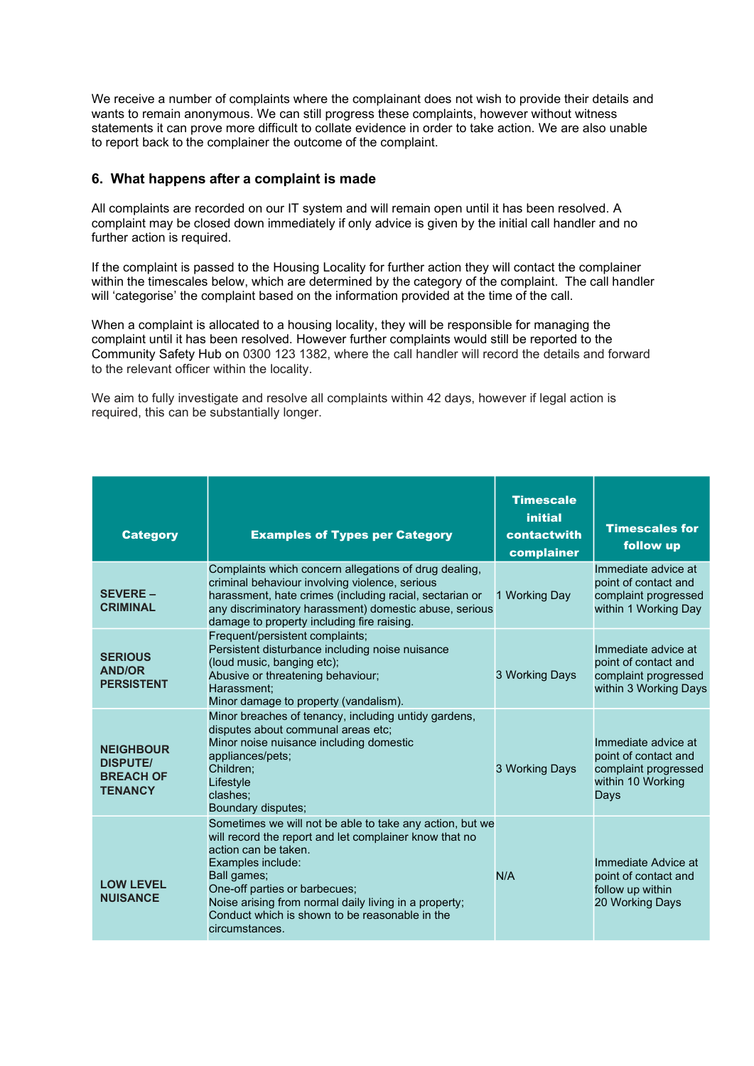We receive a number of complaints where the complainant does not wish to provide their details and wants to remain anonymous. We can still progress these complaints, however without witness statements it can prove more difficult to collate evidence in order to take action. We are also unable to report back to the complainer the outcome of the complaint.

## 6. What happens after a complaint is made

All complaints are recorded on our IT system and will remain open until it has been resolved. A complaint may be closed down immediately if only advice is given by the initial call handler and no further action is required.

If the complaint is passed to the Housing Locality for further action they will contact the complainer within the timescales below, which are determined by the category of the complaint. The call handler will 'categorise' the complaint based on the information provided at the time of the call.

When a complaint is allocated to a housing locality, they will be responsible for managing the complaint until it has been resolved. However further complaints would still be reported to the Community Safety Hub on 0300 123 1382, where the call handler will record the details and forward to the relevant officer within the locality.

We aim to fully investigate and resolve all complaints within 42 days, however if legal action is required, this can be substantially longer.

| Category | Examples of Types per Category | Timescale initial contactwith complainer | Timescales for follow up |
|---|---|---|---|
| **SEVERE – CRIMINAL** | Complaints which concern allegations of drug dealing, criminal behaviour involving violence, serious harassment, hate crimes (including racial, sectarian or any discriminatory harassment) domestic abuse, serious damage to property including fire raising. | 1 Working Day | Immediate advice at point of contact and complaint progressed within 1 Working Day |
| **SERIOUS AND/OR PERSISTENT** | Frequent/persistent complaints;<br>Persistent disturbance including noise nuisance (loud music, banging etc);<br>Abusive or threatening behaviour;<br>Harassment;<br>Minor damage to property (vandalism). | 3 Working Days | Immediate advice at point of contact and complaint progressed within 3 Working Days |
| **NEIGHBOUR DISPUTE/ BREACH OF TENANCY** | Minor breaches of tenancy, including untidy gardens, disputes about communal areas etc;<br>Minor noise nuisance including domestic appliances/pets;<br>Children;<br>Lifestyle clashes;<br>Boundary disputes; | 3 Working Days | Immediate advice at point of contact and complaint progressed within 10 Working Days |
| **LOW LEVEL NUISANCE** | Sometimes we will not be able to take any action, but we will record the report and let complainer know that no action can be taken.<br>Examples include:<br>Ball games;<br>One-off parties or barbecues;<br>Noise arising from normal daily living in a property;<br>Conduct which is shown to be reasonable in the circumstances. | N/A | Immediate Advice at point of contact and follow up within 20 Working Days |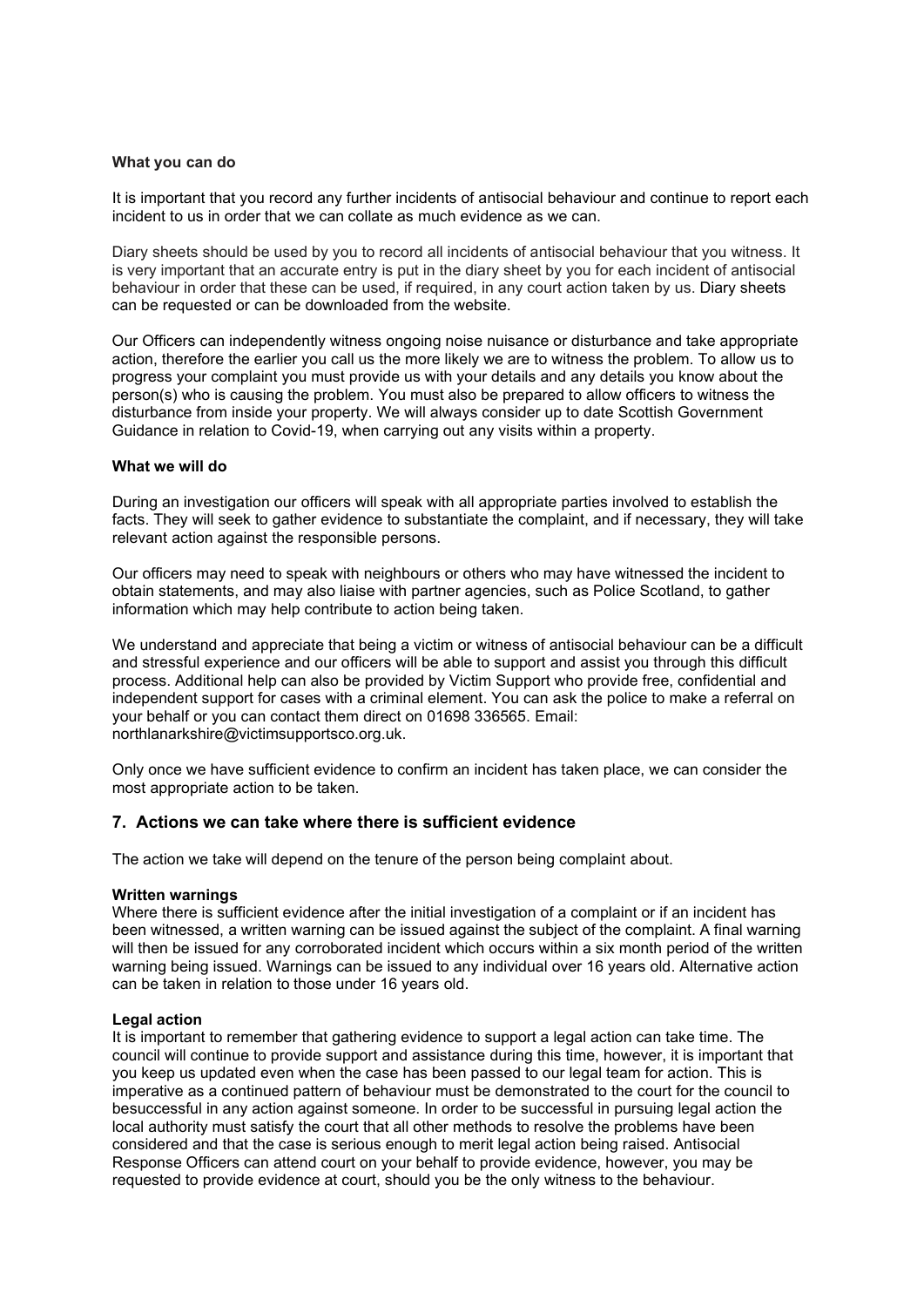**What you can do**

It is important that you record any further incidents of antisocial behaviour and continue to report each incident to us in order that we can collate as much evidence as we can.

Diary sheets should be used by you to record all incidents of antisocial behaviour that you witness. It is very important that an accurate entry is put in the diary sheet by you for each incident of antisocial behaviour in order that these can be used, if required, in any court action taken by us. Diary sheets can be requested or can be downloaded from the website.

Our Officers can independently witness ongoing noise nuisance or disturbance and take appropriate action, therefore the earlier you call us the more likely we are to witness the problem. To allow us to progress your complaint you must provide us with your details and any details you know about the person(s) who is causing the problem. You must also be prepared to allow officers to witness the disturbance from inside your property. We will always consider up to date Scottish Government Guidance in relation to Covid-19, when carrying out any visits within a property.

**What we will do**

During an investigation our officers will speak with all appropriate parties involved to establish the facts. They will seek to gather evidence to substantiate the complaint, and if necessary, they will take relevant action against the responsible persons.

Our officers may need to speak with neighbours or others who may have witnessed the incident to obtain statements, and may also liaise with partner agencies, such as Police Scotland, to gather information which may help contribute to action being taken.

We understand and appreciate that being a victim or witness of antisocial behaviour can be a difficult and stressful experience and our officers will be able to support and assist you through this difficult process. Additional help can also be provided by Victim Support who provide free, confidential and independent support for cases with a criminal element. You can ask the police to make a referral on your behalf or you can contact them direct on 01698 336565. Email: northlanarkshire@victimsupportsco.org.uk.

Only once we have sufficient evidence to confirm an incident has taken place, we can consider the most appropriate action to be taken.

## 7. Actions we can take where there is sufficient evidence

The action we take will depend on the tenure of the person being complaint about.

**Written warnings**
Where there is sufficient evidence after the initial investigation of a complaint or if an incident has been witnessed, a written warning can be issued against the subject of the complaint. A final warning will then be issued for any corroborated incident which occurs within a six month period of the written warning being issued. Warnings can be issued to any individual over 16 years old. Alternative action can be taken in relation to those under 16 years old.

**Legal action**
It is important to remember that gathering evidence to support a legal action can take time. The council will continue to provide support and assistance during this time, however, it is important that you keep us updated even when the case has been passed to our legal team for action. This is imperative as a continued pattern of behaviour must be demonstrated to the court for the council to besuccessful in any action against someone. In order to be successful in pursuing legal action the local authority must satisfy the court that all other methods to resolve the problems have been considered and that the case is serious enough to merit legal action being raised. Antisocial Response Officers can attend court on your behalf to provide evidence, however, you may be requested to provide evidence at court, should you be the only witness to the behaviour.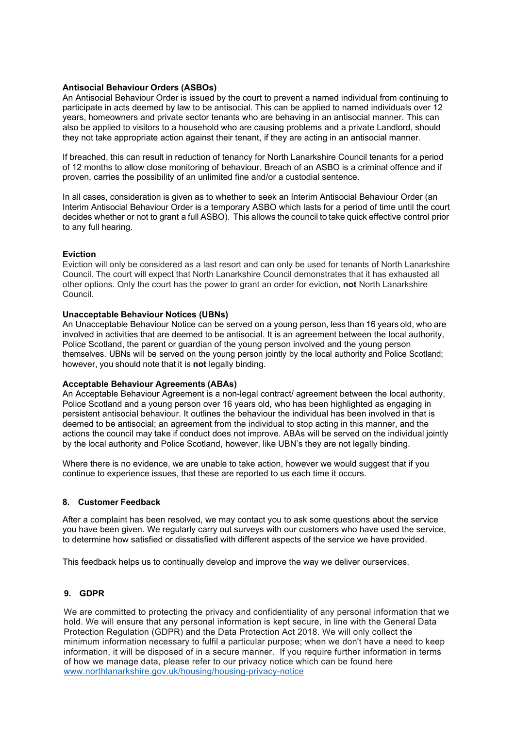**Antisocial Behaviour Orders (ASBOs)**
An Antisocial Behaviour Order is issued by the court to prevent a named individual from continuing to participate in acts deemed by law to be antisocial. This can be applied to named individuals over 12 years, homeowners and private sector tenants who are behaving in an antisocial manner. This can also be applied to visitors to a household who are causing problems and a private Landlord, should they not take appropriate action against their tenant, if they are acting in an antisocial manner.

If breached, this can result in reduction of tenancy for North Lanarkshire Council tenants for a period of 12 months to allow close monitoring of behaviour. Breach of an ASBO is a criminal offence and if proven, carries the possibility of an unlimited fine and/or a custodial sentence.

In all cases, consideration is given as to whether to seek an Interim Antisocial Behaviour Order (an Interim Antisocial Behaviour Order is a temporary ASBO which lasts for a period of time until the court decides whether or not to grant a full ASBO). This allows the council to take quick effective control prior to any full hearing.

**Eviction**
Eviction will only be considered as a last resort and can only be used for tenants of North Lanarkshire Council. The court will expect that North Lanarkshire Council demonstrates that it has exhausted all other options. Only the court has the power to grant an order for eviction, **not** North Lanarkshire Council.

**Unacceptable Behaviour Notices (UBNs)**
An Unacceptable Behaviour Notice can be served on a young person, less than 16 years old, who are involved in activities that are deemed to be antisocial. It is an agreement between the local authority, Police Scotland, the parent or guardian of the young person involved and the young person themselves. UBNs will be served on the young person jointly by the local authority and Police Scotland; however, you should note that it is **not** legally binding.

**Acceptable Behaviour Agreements (ABAs)**
An Acceptable Behaviour Agreement is a non-legal contract/ agreement between the local authority, Police Scotland and a young person over 16 years old, who has been highlighted as engaging in persistent antisocial behaviour. It outlines the behaviour the individual has been involved in that is deemed to be antisocial; an agreement from the individual to stop acting in this manner, and the actions the council may take if conduct does not improve. ABAs will be served on the individual jointly by the local authority and Police Scotland, however, like UBN's they are not legally binding.

Where there is no evidence, we are unable to take action, however we would suggest that if you continue to experience issues, that these are reported to us each time it occurs.

## 8. Customer Feedback

After a complaint has been resolved, we may contact you to ask some questions about the service you have been given. We regularly carry out surveys with our customers who have used the service, to determine how satisfied or dissatisfied with different aspects of the service we have provided.

This feedback helps us to continually develop and improve the way we deliver ourservices.

## 9. GDPR

We are committed to protecting the privacy and confidentiality of any personal information that we hold. We will ensure that any personal information is kept secure, in line with the General Data Protection Regulation (GDPR) and the Data Protection Act 2018. We will only collect the minimum information necessary to fulfil a particular purpose; when we don't have a need to keep information, it will be disposed of in a secure manner. If you require further information in terms of how we manage data, please refer to our privacy notice which can be found here [www.northlanarkshire.gov.uk/housing/housing-privacy-notice](www.northlanarkshire.gov.uk/housing/housing-privacy-notice)